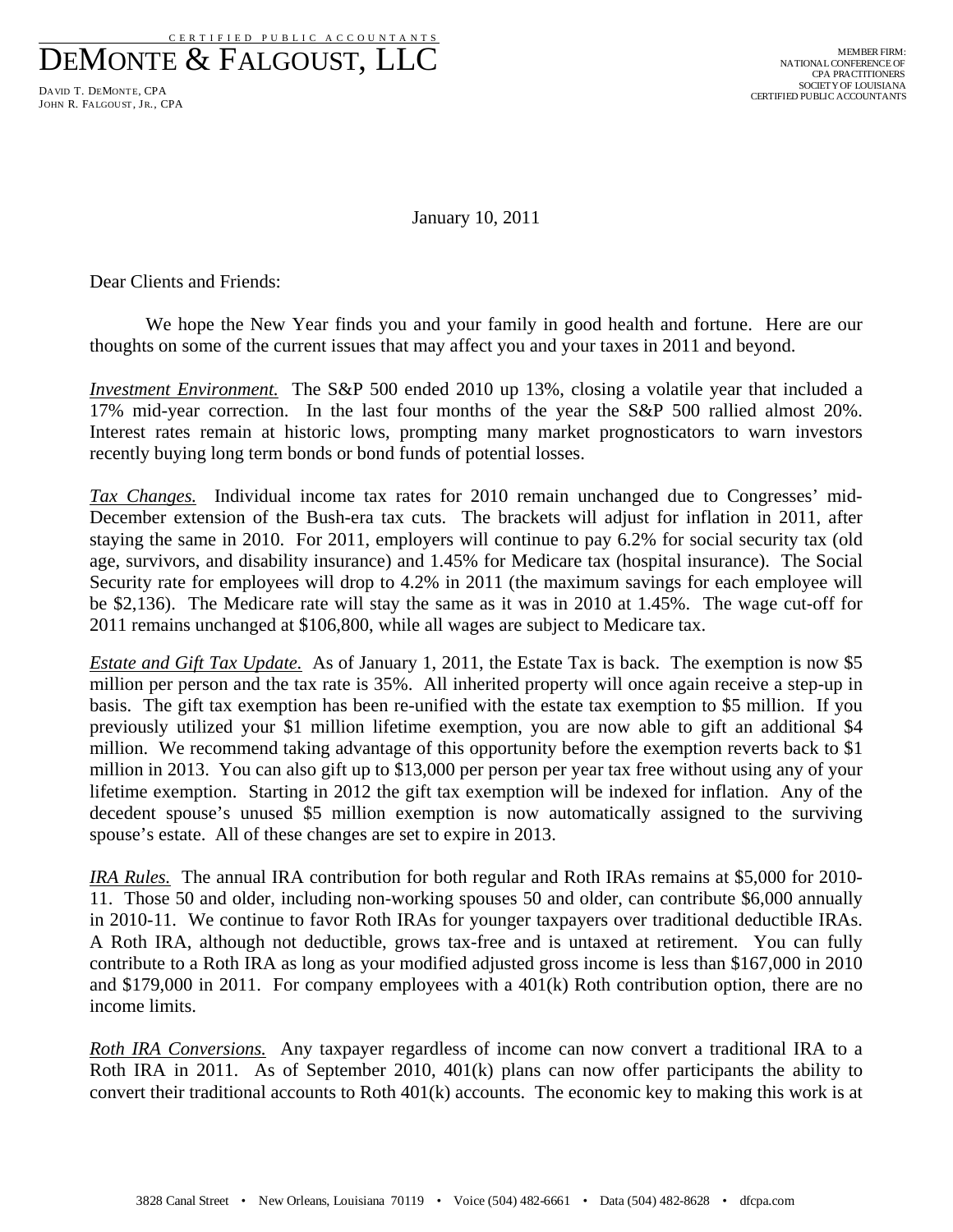CERTIFIED PUBLIC ACCOUNTANTS

# DEMONTE & FALGOUST, LLC

DAVID T. DEMONTE, CPA
JOHN R. FALGOUST, JR., CPA

MEMBER FIRM:
NATIONAL CONFERENCE OF CPA PRACTITIONERS
SOCIETY OF LOUISIANA CERTIFIED PUBLIC ACCOUNTANTS

January 10, 2011

Dear Clients and Friends:

We hope the New Year finds you and your family in good health and fortune. Here are our thoughts on some of the current issues that may affect you and your taxes in 2011 and beyond.

***Investment Environment.*** The S&P 500 ended 2010 up 13%, closing a volatile year that included a 17% mid-year correction. In the last four months of the year the S&P 500 rallied almost 20%. Interest rates remain at historic lows, prompting many market prognosticators to warn investors recently buying long term bonds or bond funds of potential losses.

***Tax Changes.*** Individual income tax rates for 2010 remain unchanged due to Congresses' mid-December extension of the Bush-era tax cuts. The brackets will adjust for inflation in 2011, after staying the same in 2010. For 2011, employers will continue to pay 6.2% for social security tax (old age, survivors, and disability insurance) and 1.45% for Medicare tax (hospital insurance). The Social Security rate for employees will drop to 4.2% in 2011 (the maximum savings for each employee will be $2,136). The Medicare rate will stay the same as it was in 2010 at 1.45%. The wage cut-off for 2011 remains unchanged at $106,800, while all wages are subject to Medicare tax.

***Estate and Gift Tax Update.*** As of January 1, 2011, the Estate Tax is back. The exemption is now $5 million per person and the tax rate is 35%. All inherited property will once again receive a step-up in basis. The gift tax exemption has been re-unified with the estate tax exemption to $5 million. If you previously utilized your $1 million lifetime exemption, you are now able to gift an additional $4 million. We recommend taking advantage of this opportunity before the exemption reverts back to $1 million in 2013. You can also gift up to $13,000 per person per year tax free without using any of your lifetime exemption. Starting in 2012 the gift tax exemption will be indexed for inflation. Any of the decedent spouse's unused $5 million exemption is now automatically assigned to the surviving spouse's estate. All of these changes are set to expire in 2013.

***IRA Rules.*** The annual IRA contribution for both regular and Roth IRAs remains at $5,000 for 2010-11. Those 50 and older, including non-working spouses 50 and older, can contribute $6,000 annually in 2010-11. We continue to favor Roth IRAs for younger taxpayers over traditional deductible IRAs. A Roth IRA, although not deductible, grows tax-free and is untaxed at retirement. You can fully contribute to a Roth IRA as long as your modified adjusted gross income is less than $167,000 in 2010 and $179,000 in 2011. For company employees with a 401(k) Roth contribution option, there are no income limits.

***Roth IRA Conversions.*** Any taxpayer regardless of income can now convert a traditional IRA to a Roth IRA in 2011. As of September 2010, 401(k) plans can now offer participants the ability to convert their traditional accounts to Roth 401(k) accounts. The economic key to making this work is at

3828 Canal Street • New Orleans, Louisiana 70119 • Voice (504) 482-6661 • Data (504) 482-8628 • dfcpa.com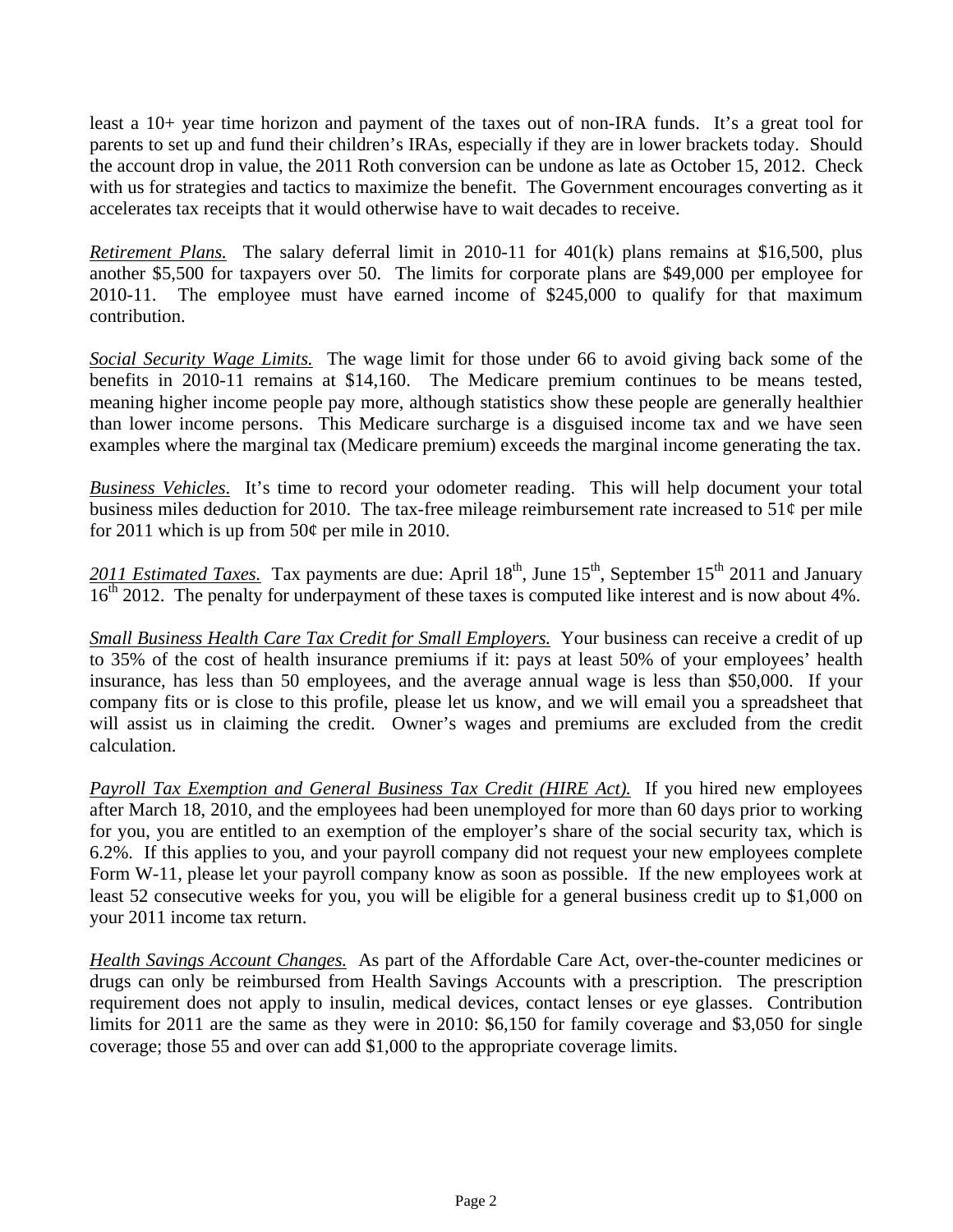least a 10+ year time horizon and payment of the taxes out of non-IRA funds. It's a great tool for parents to set up and fund their children's IRAs, especially if they are in lower brackets today. Should the account drop in value, the 2011 Roth conversion can be undone as late as October 15, 2012. Check with us for strategies and tactics to maximize the benefit. The Government encourages converting as it accelerates tax receipts that it would otherwise have to wait decades to receive.

*Retirement Plans.* The salary deferral limit in 2010-11 for 401(k) plans remains at $16,500, plus another $5,500 for taxpayers over 50. The limits for corporate plans are $49,000 per employee for 2010-11. The employee must have earned income of $245,000 to qualify for that maximum contribution.

*Social Security Wage Limits.* The wage limit for those under 66 to avoid giving back some of the benefits in 2010-11 remains at $14,160. The Medicare premium continues to be means tested, meaning higher income people pay more, although statistics show these people are generally healthier than lower income persons. This Medicare surcharge is a disguised income tax and we have seen examples where the marginal tax (Medicare premium) exceeds the marginal income generating the tax.

*Business Vehicles*. It's time to record your odometer reading. This will help document your total business miles deduction for 2010. The tax-free mileage reimbursement rate increased to 51¢ per mile for 2011 which is up from 50¢ per mile in 2010.

*2011 Estimated Taxes.* Tax payments are due: April 18th, June 15th, September 15th 2011 and January 16th 2012. The penalty for underpayment of these taxes is computed like interest and is now about 4%.

*Small Business Health Care Tax Credit for Small Employers.* Your business can receive a credit of up to 35% of the cost of health insurance premiums if it: pays at least 50% of your employees' health insurance, has less than 50 employees, and the average annual wage is less than $50,000. If your company fits or is close to this profile, please let us know, and we will email you a spreadsheet that will assist us in claiming the credit. Owner's wages and premiums are excluded from the credit calculation.

*Payroll Tax Exemption and General Business Tax Credit (HIRE Act).* If you hired new employees after March 18, 2010, and the employees had been unemployed for more than 60 days prior to working for you, you are entitled to an exemption of the employer's share of the social security tax, which is 6.2%. If this applies to you, and your payroll company did not request your new employees complete Form W-11, please let your payroll company know as soon as possible. If the new employees work at least 52 consecutive weeks for you, you will be eligible for a general business credit up to $1,000 on your 2011 income tax return.

*Health Savings Account Changes.* As part of the Affordable Care Act, over-the-counter medicines or drugs can only be reimbursed from Health Savings Accounts with a prescription. The prescription requirement does not apply to insulin, medical devices, contact lenses or eye glasses. Contribution limits for 2011 are the same as they were in 2010: $6,150 for family coverage and $3,050 for single coverage; those 55 and over can add $1,000 to the appropriate coverage limits.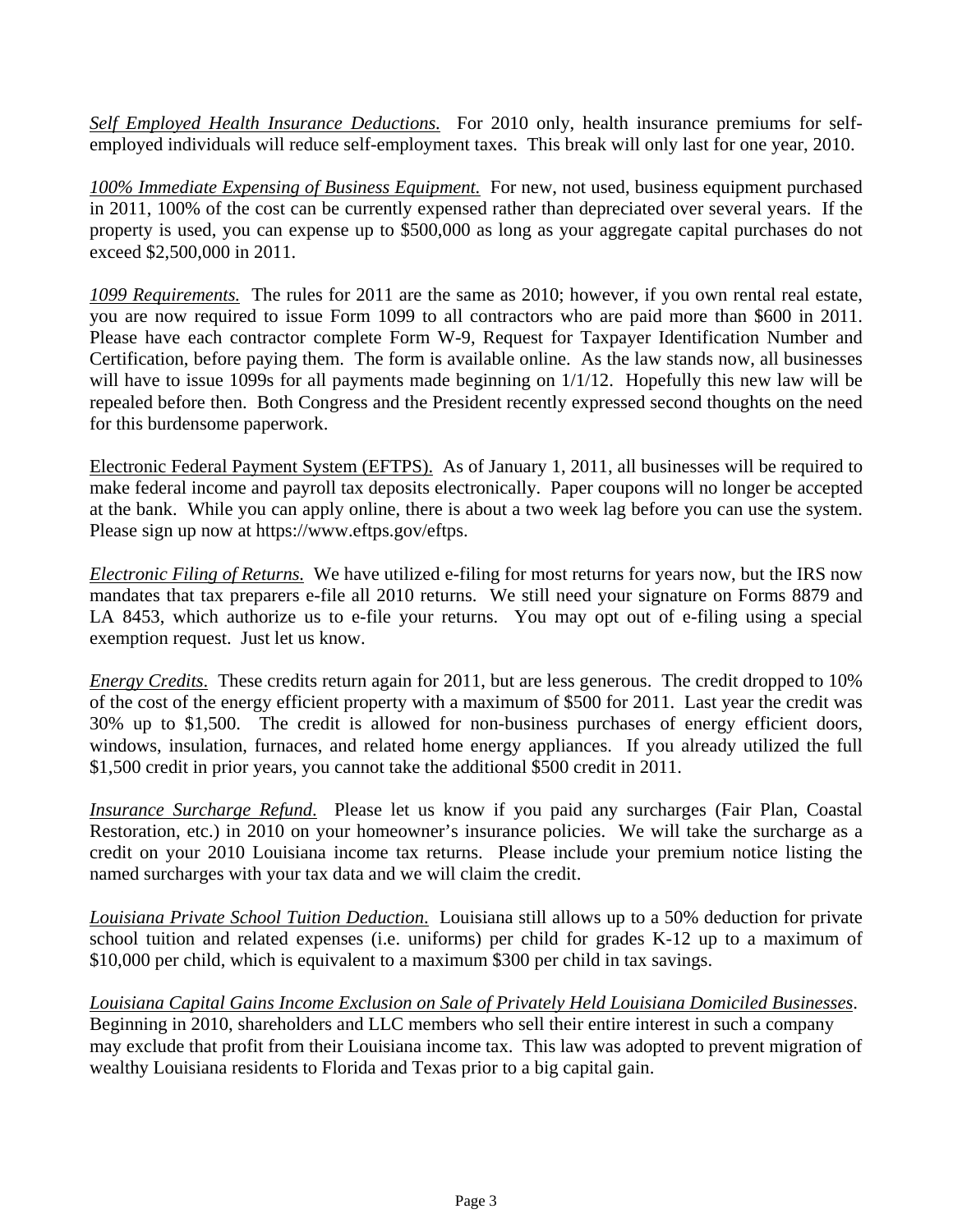*Self Employed Health Insurance Deductions.* For 2010 only, health insurance premiums for self-employed individuals will reduce self-employment taxes. This break will only last for one year, 2010.

*100% Immediate Expensing of Business Equipment.* For new, not used, business equipment purchased in 2011, 100% of the cost can be currently expensed rather than depreciated over several years. If the property is used, you can expense up to $500,000 as long as your aggregate capital purchases do not exceed $2,500,000 in 2011.

*1099 Requirements.* The rules for 2011 are the same as 2010; however, if you own rental real estate, you are now required to issue Form 1099 to all contractors who are paid more than $600 in 2011. Please have each contractor complete Form W-9, Request for Taxpayer Identification Number and Certification, before paying them. The form is available online. As the law stands now, all businesses will have to issue 1099s for all payments made beginning on 1/1/12. Hopefully this new law will be repealed before then. Both Congress and the President recently expressed second thoughts on the need for this burdensome paperwork.

Electronic Federal Payment System (EFTPS). As of January 1, 2011, all businesses will be required to make federal income and payroll tax deposits electronically. Paper coupons will no longer be accepted at the bank. While you can apply online, there is about a two week lag before you can use the system. Please sign up now at https://www.eftps.gov/eftps.

*Electronic Filing of Returns.* We have utilized e-filing for most returns for years now, but the IRS now mandates that tax preparers e-file all 2010 returns. We still need your signature on Forms 8879 and LA 8453, which authorize us to e-file your returns. You may opt out of e-filing using a special exemption request. Just let us know.

*Energy Credits.* These credits return again for 2011, but are less generous. The credit dropped to 10% of the cost of the energy efficient property with a maximum of $500 for 2011. Last year the credit was 30% up to $1,500. The credit is allowed for non-business purchases of energy efficient doors, windows, insulation, furnaces, and related home energy appliances. If you already utilized the full $1,500 credit in prior years, you cannot take the additional $500 credit in 2011.

*Insurance Surcharge Refund.* Please let us know if you paid any surcharges (Fair Plan, Coastal Restoration, etc.) in 2010 on your homeowner's insurance policies. We will take the surcharge as a credit on your 2010 Louisiana income tax returns. Please include your premium notice listing the named surcharges with your tax data and we will claim the credit.

*Louisiana Private School Tuition Deduction.* Louisiana still allows up to a 50% deduction for private school tuition and related expenses (i.e. uniforms) per child for grades K-12 up to a maximum of $10,000 per child, which is equivalent to a maximum $300 per child in tax savings.

*Louisiana Capital Gains Income Exclusion on Sale of Privately Held Louisiana Domiciled Businesses*. Beginning in 2010, shareholders and LLC members who sell their entire interest in such a company may exclude that profit from their Louisiana income tax. This law was adopted to prevent migration of wealthy Louisiana residents to Florida and Texas prior to a big capital gain.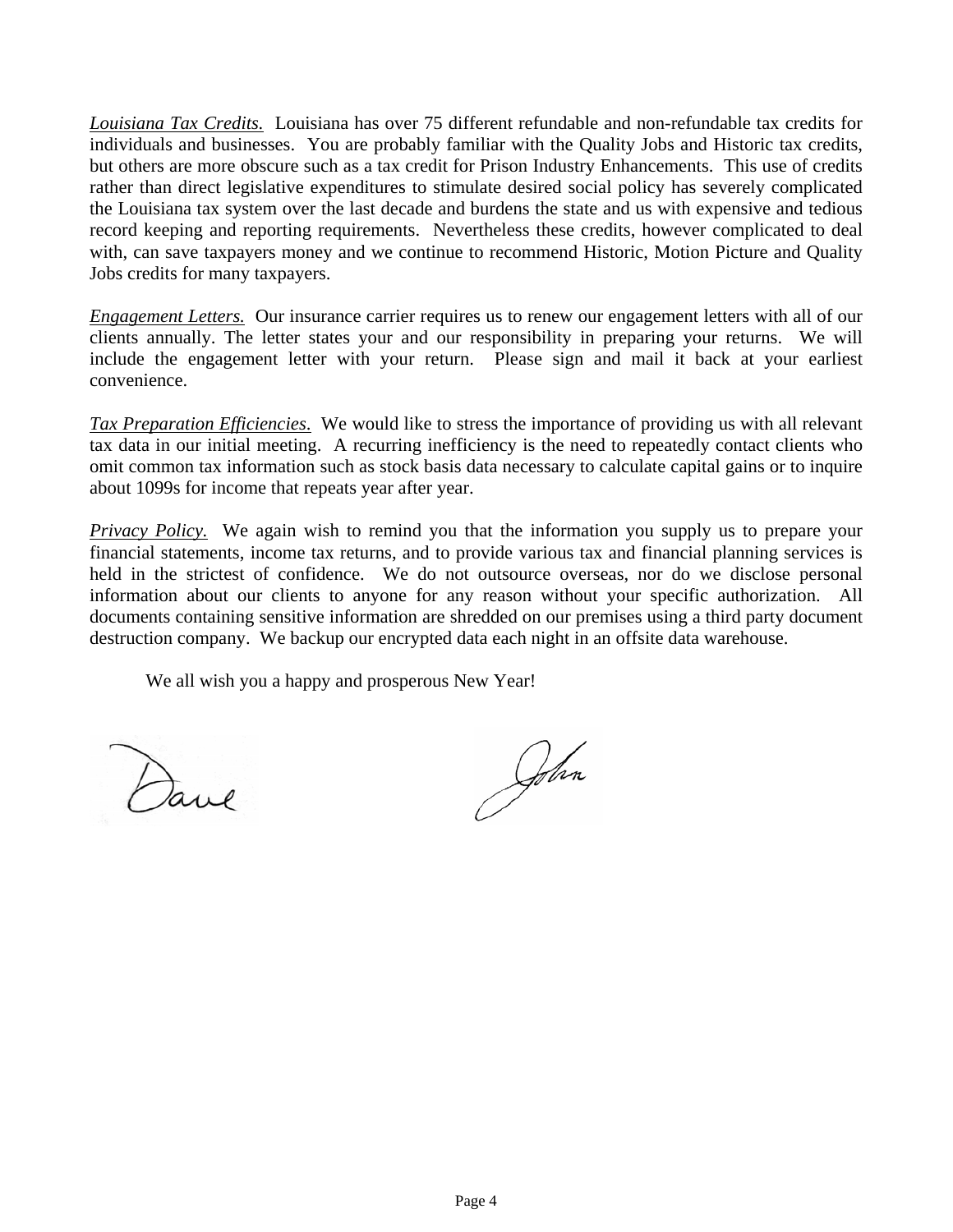*Louisiana Tax Credits.* Louisiana has over 75 different refundable and non-refundable tax credits for individuals and businesses. You are probably familiar with the Quality Jobs and Historic tax credits, but others are more obscure such as a tax credit for Prison Industry Enhancements. This use of credits rather than direct legislative expenditures to stimulate desired social policy has severely complicated the Louisiana tax system over the last decade and burdens the state and us with expensive and tedious record keeping and reporting requirements. Nevertheless these credits, however complicated to deal with, can save taxpayers money and we continue to recommend Historic, Motion Picture and Quality Jobs credits for many taxpayers.

*Engagement Letters.* Our insurance carrier requires us to renew our engagement letters with all of our clients annually. The letter states your and our responsibility in preparing your returns. We will include the engagement letter with your return. Please sign and mail it back at your earliest convenience.

*Tax Preparation Efficiencies.* We would like to stress the importance of providing us with all relevant tax data in our initial meeting. A recurring inefficiency is the need to repeatedly contact clients who omit common tax information such as stock basis data necessary to calculate capital gains or to inquire about 1099s for income that repeats year after year.

*Privacy Policy.* We again wish to remind you that the information you supply us to prepare your financial statements, income tax returns, and to provide various tax and financial planning services is held in the strictest of confidence. We do not outsource overseas, nor do we disclose personal information about our clients to anyone for any reason without your specific authorization. All documents containing sensitive information are shredded on our premises using a third party document destruction company. We backup our encrypted data each night in an offsite data warehouse.

We all wish you a happy and prosperous New Year!

Dave John